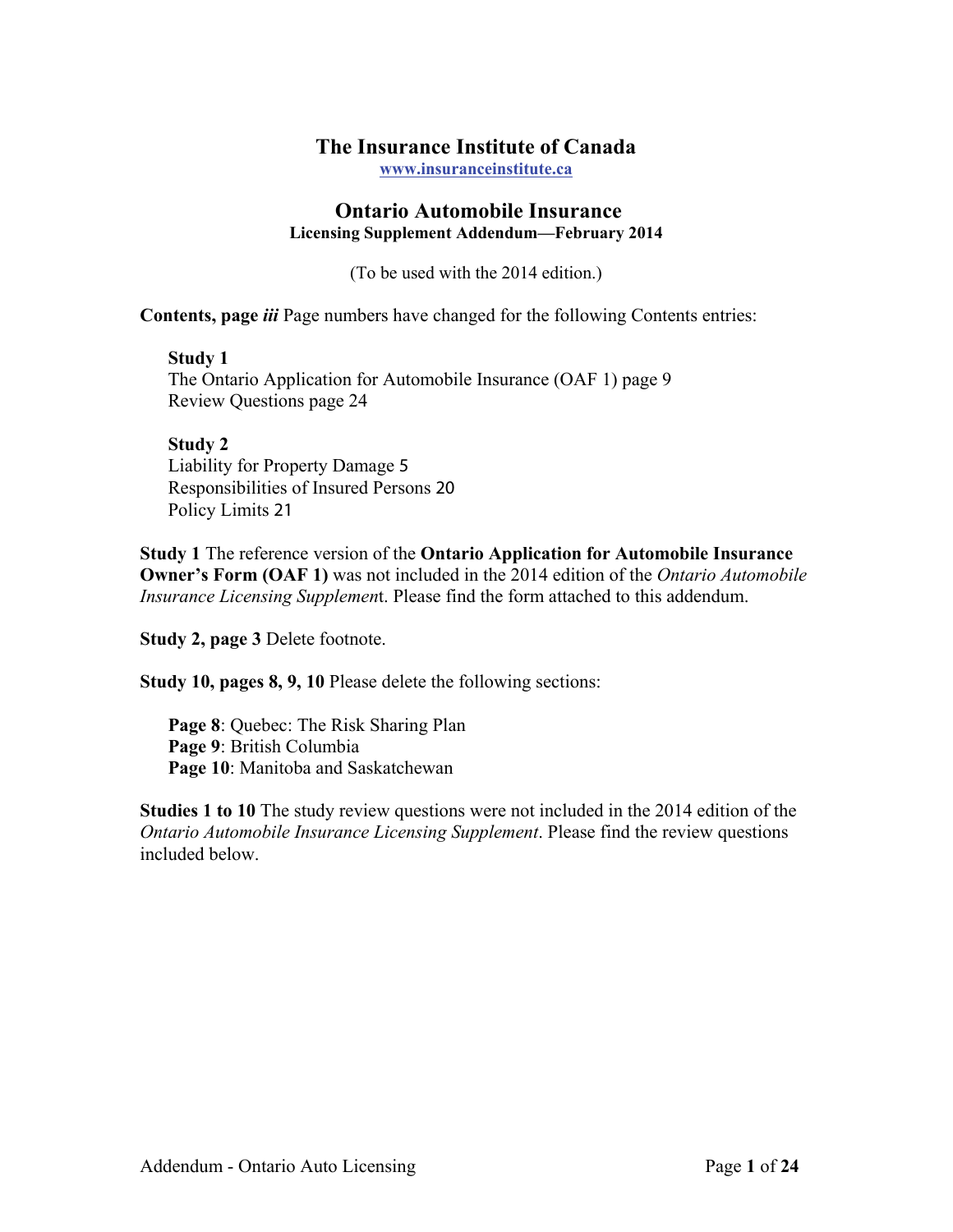# The Insurance Institute of Canada

**www.insuranceinstitute.ca**

## Ontario Automobile Insurance

**Licensing Supplement Addendum—February 2014**

(To be used with the 2014 edition.)

**Contents, page *iii*** Page numbers have changed for the following Contents entries:

> **Study 1**
> The Ontario Application for Automobile Insurance (OAF 1) page 9
> Review Questions page 24
>
> **Study 2**
> Liability for Property Damage 5
> Responsibilities of Insured Persons 20
> Policy Limits 21

**Study 1** The reference version of the **Ontario Application for Automobile Insurance Owner's Form (OAF 1)** was not included in the 2014 edition of the *Ontario Automobile Insurance Licensing Supplemen*t. Please find the form attached to this addendum.

**Study 2, page 3** Delete footnote.

**Study 10, pages 8, 9, 10** Please delete the following sections:

> **Page 8**: Quebec: The Risk Sharing Plan
> **Page 9**: British Columbia
> **Page 10**: Manitoba and Saskatchewan

**Studies 1 to 10** The study review questions were not included in the 2014 edition of the *Ontario Automobile Insurance Licensing Supplement*. Please find the review questions included below.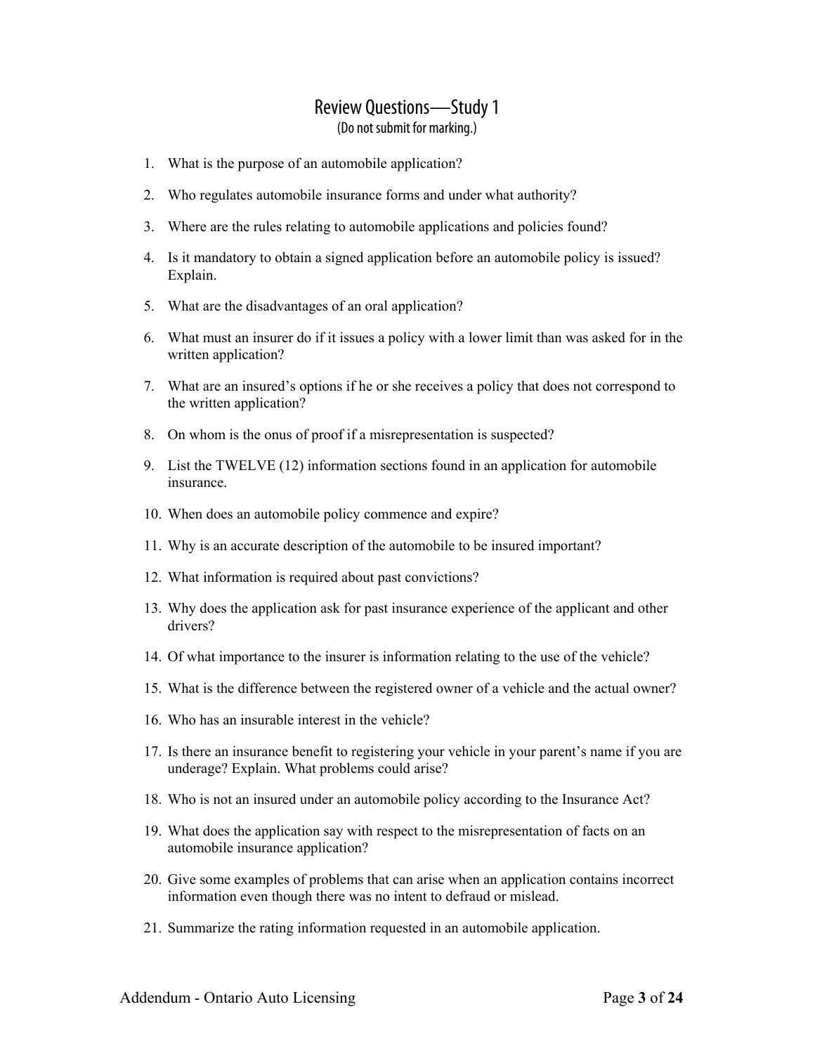## Review Questions—Study 1

(Do not submit for marking.)

1. What is the purpose of an automobile application?
2. Who regulates automobile insurance forms and under what authority?
3. Where are the rules relating to automobile applications and policies found?
4. Is it mandatory to obtain a signed application before an automobile policy is issued? Explain.
5. What are the disadvantages of an oral application?
6. What must an insurer do if it issues a policy with a lower limit than was asked for in the written application?
7. What are an insured's options if he or she receives a policy that does not correspond to the written application?
8. On whom is the onus of proof if a misrepresentation is suspected?
9. List the TWELVE (12) information sections found in an application for automobile insurance.
10. When does an automobile policy commence and expire?
11. Why is an accurate description of the automobile to be insured important?
12. What information is required about past convictions?
13. Why does the application ask for past insurance experience of the applicant and other drivers?
14. Of what importance to the insurer is information relating to the use of the vehicle?
15. What is the difference between the registered owner of a vehicle and the actual owner?
16. Who has an insurable interest in the vehicle?
17. Is there an insurance benefit to registering your vehicle in your parent's name if you are underage? Explain. What problems could arise?
18. Who is not an insured under an automobile policy according to the Insurance Act?
19. What does the application say with respect to the misrepresentation of facts on an automobile insurance application?
20. Give some examples of problems that can arise when an application contains incorrect information even though there was no intent to defraud or mislead.
21. Summarize the rating information requested in an automobile application.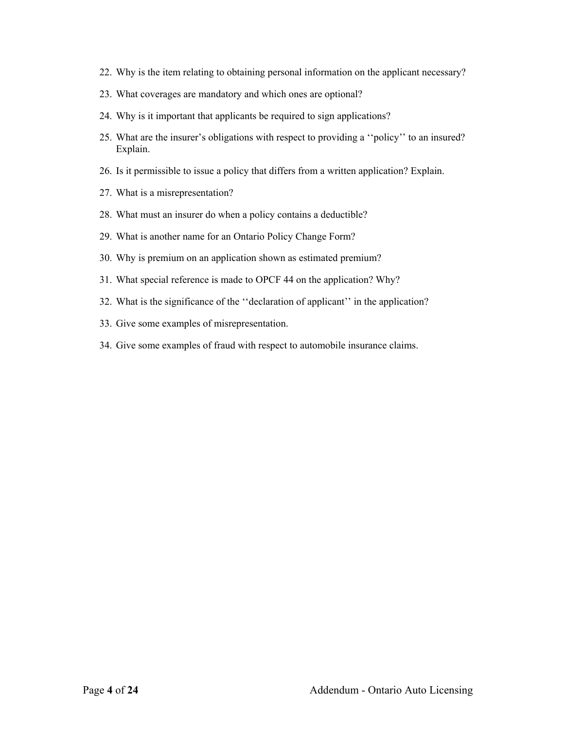22. Why is the item relating to obtaining personal information on the applicant necessary?
23. What coverages are mandatory and which ones are optional?
24. Why is it important that applicants be required to sign applications?
25. What are the insurer's obligations with respect to providing a ''policy'' to an insured? Explain.
26. Is it permissible to issue a policy that differs from a written application? Explain.
27. What is a misrepresentation?
28. What must an insurer do when a policy contains a deductible?
29. What is another name for an Ontario Policy Change Form?
30. Why is premium on an application shown as estimated premium?
31. What special reference is made to OPCF 44 on the application? Why?
32. What is the significance of the ''declaration of applicant'' in the application?
33. Give some examples of misrepresentation.
34. Give some examples of fraud with respect to automobile insurance claims.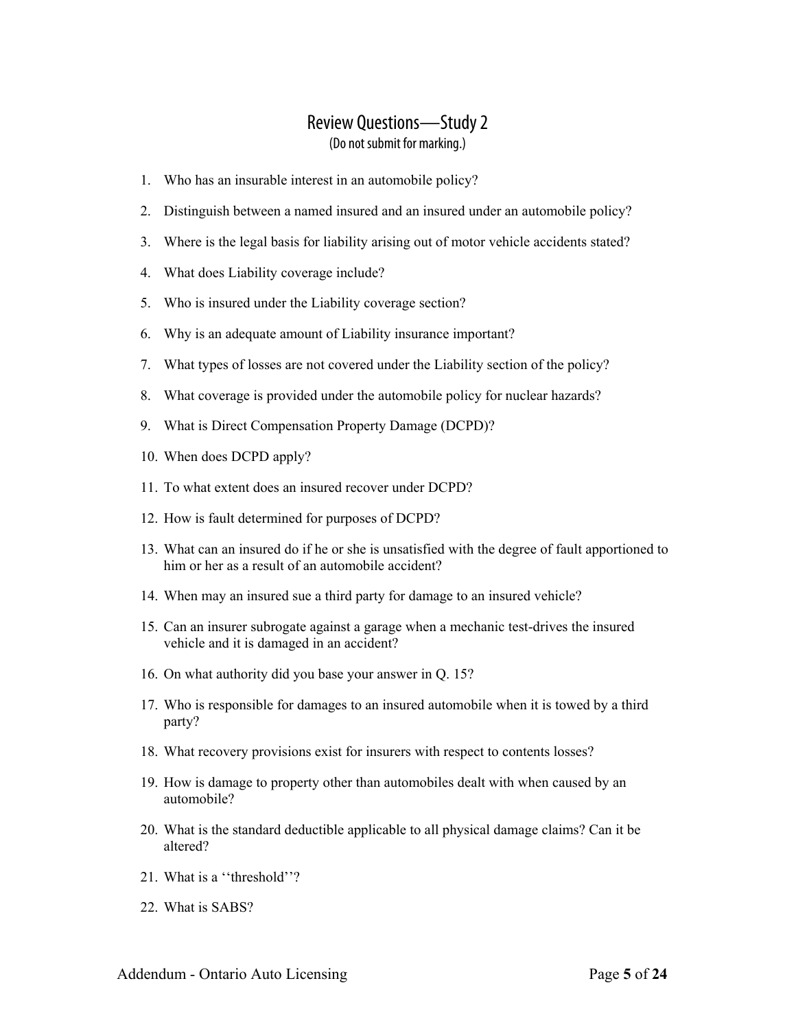## Review Questions—Study 2

(Do not submit for marking.)

1. Who has an insurable interest in an automobile policy?
2. Distinguish between a named insured and an insured under an automobile policy?
3. Where is the legal basis for liability arising out of motor vehicle accidents stated?
4. What does Liability coverage include?
5. Who is insured under the Liability coverage section?
6. Why is an adequate amount of Liability insurance important?
7. What types of losses are not covered under the Liability section of the policy?
8. What coverage is provided under the automobile policy for nuclear hazards?
9. What is Direct Compensation Property Damage (DCPD)?
10. When does DCPD apply?
11. To what extent does an insured recover under DCPD?
12. How is fault determined for purposes of DCPD?
13. What can an insured do if he or she is unsatisfied with the degree of fault apportioned to him or her as a result of an automobile accident?
14. When may an insured sue a third party for damage to an insured vehicle?
15. Can an insurer subrogate against a garage when a mechanic test-drives the insured vehicle and it is damaged in an accident?
16. On what authority did you base your answer in Q. 15?
17. Who is responsible for damages to an insured automobile when it is towed by a third party?
18. What recovery provisions exist for insurers with respect to contents losses?
19. How is damage to property other than automobiles dealt with when caused by an automobile?
20. What is the standard deductible applicable to all physical damage claims? Can it be altered?
21. What is a ‘‘threshold’’?
22. What is SABS?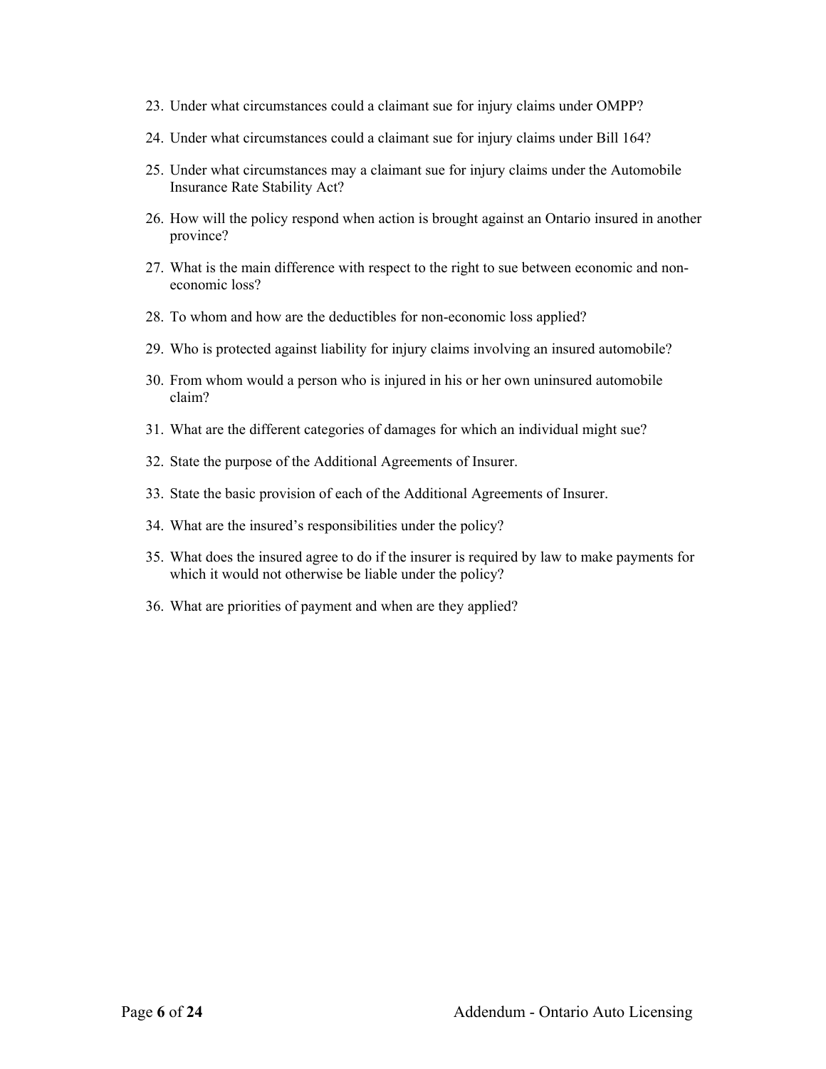23. Under what circumstances could a claimant sue for injury claims under OMPP?

24. Under what circumstances could a claimant sue for injury claims under Bill 164?

25. Under what circumstances may a claimant sue for injury claims under the Automobile Insurance Rate Stability Act?

26. How will the policy respond when action is brought against an Ontario insured in another province?

27. What is the main difference with respect to the right to sue between economic and non-economic loss?

28. To whom and how are the deductibles for non-economic loss applied?

29. Who is protected against liability for injury claims involving an insured automobile?

30. From whom would a person who is injured in his or her own uninsured automobile claim?

31. What are the different categories of damages for which an individual might sue?

32. State the purpose of the Additional Agreements of Insurer.

33. State the basic provision of each of the Additional Agreements of Insurer.

34. What are the insured's responsibilities under the policy?

35. What does the insured agree to do if the insurer is required by law to make payments for which it would not otherwise be liable under the policy?

36. What are priorities of payment and when are they applied?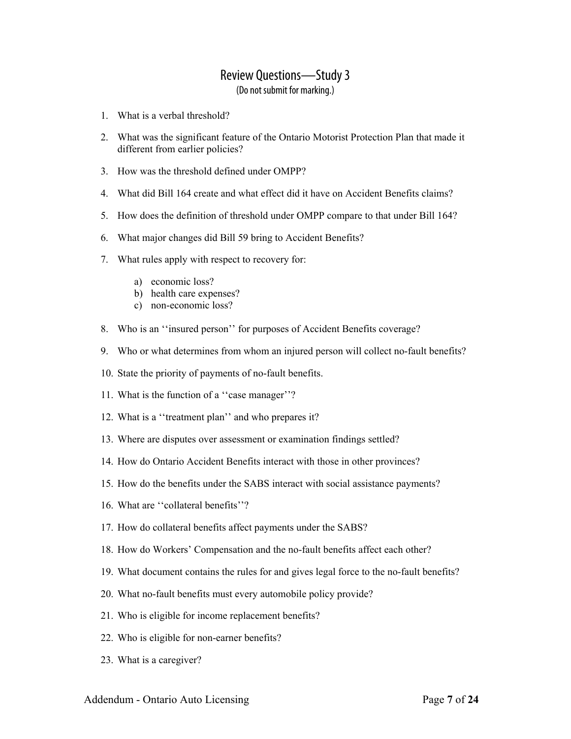# Review Questions—Study 3

(Do not submit for marking.)

1. What is a verbal threshold?
2. What was the significant feature of the Ontario Motorist Protection Plan that made it different from earlier policies?
3. How was the threshold defined under OMPP?
4. What did Bill 164 create and what effect did it have on Accident Benefits claims?
5. How does the definition of threshold under OMPP compare to that under Bill 164?
6. What major changes did Bill 59 bring to Accident Benefits?
7. What rules apply with respect to recovery for:
   a) economic loss?
   b) health care expenses?
   c) non-economic loss?
8. Who is an ''insured person'' for purposes of Accident Benefits coverage?
9. Who or what determines from whom an injured person will collect no-fault benefits?
10. State the priority of payments of no-fault benefits.
11. What is the function of a ''case manager''?
12. What is a ''treatment plan'' and who prepares it?
13. Where are disputes over assessment or examination findings settled?
14. How do Ontario Accident Benefits interact with those in other provinces?
15. How do the benefits under the SABS interact with social assistance payments?
16. What are ''collateral benefits''?
17. How do collateral benefits affect payments under the SABS?
18. How do Workers' Compensation and the no-fault benefits affect each other?
19. What document contains the rules for and gives legal force to the no-fault benefits?
20. What no-fault benefits must every automobile policy provide?
21. Who is eligible for income replacement benefits?
22. Who is eligible for non-earner benefits?
23. What is a caregiver?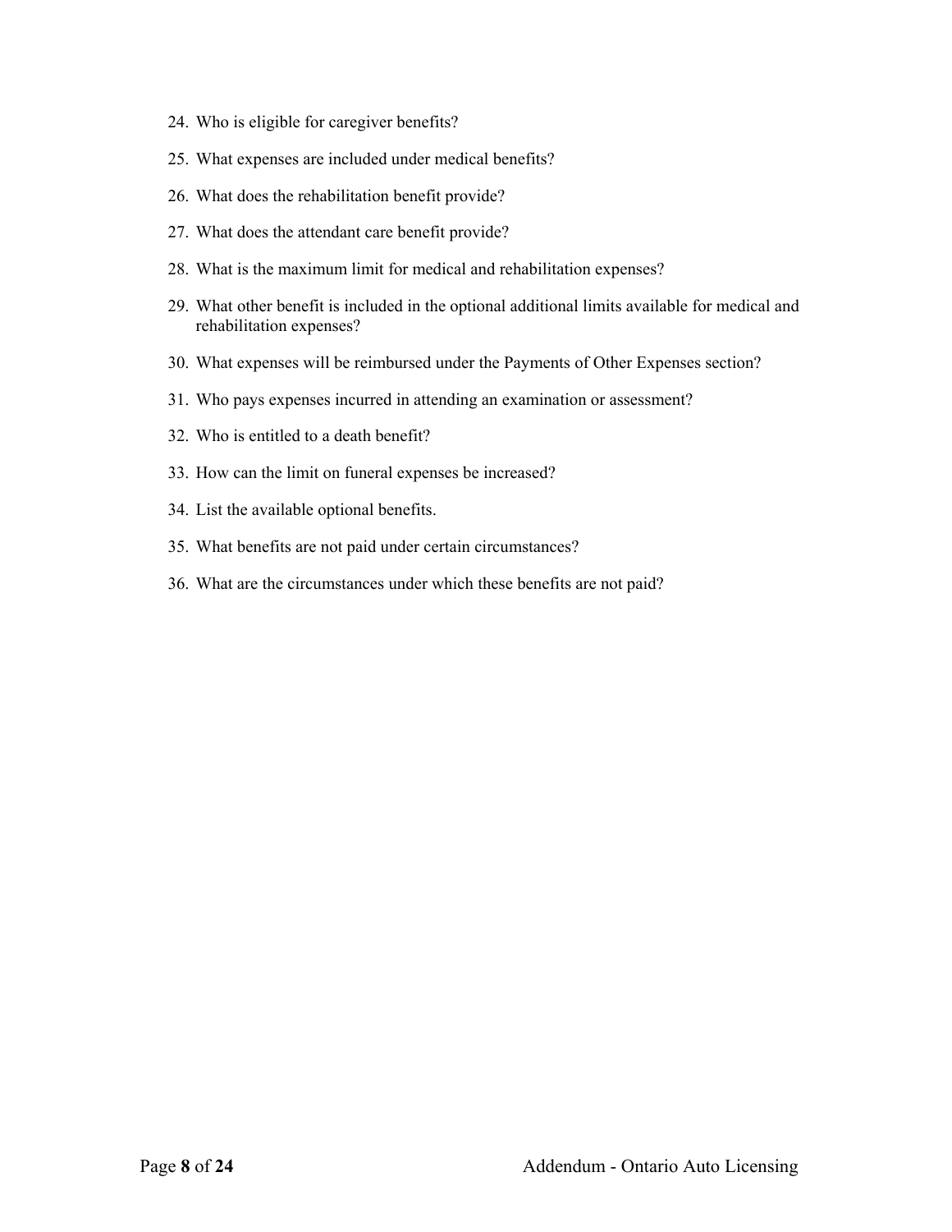24. Who is eligible for caregiver benefits?
25. What expenses are included under medical benefits?
26. What does the rehabilitation benefit provide?
27. What does the attendant care benefit provide?
28. What is the maximum limit for medical and rehabilitation expenses?
29. What other benefit is included in the optional additional limits available for medical and rehabilitation expenses?
30. What expenses will be reimbursed under the Payments of Other Expenses section?
31. Who pays expenses incurred in attending an examination or assessment?
32. Who is entitled to a death benefit?
33. How can the limit on funeral expenses be increased?
34. List the available optional benefits.
35. What benefits are not paid under certain circumstances?
36. What are the circumstances under which these benefits are not paid?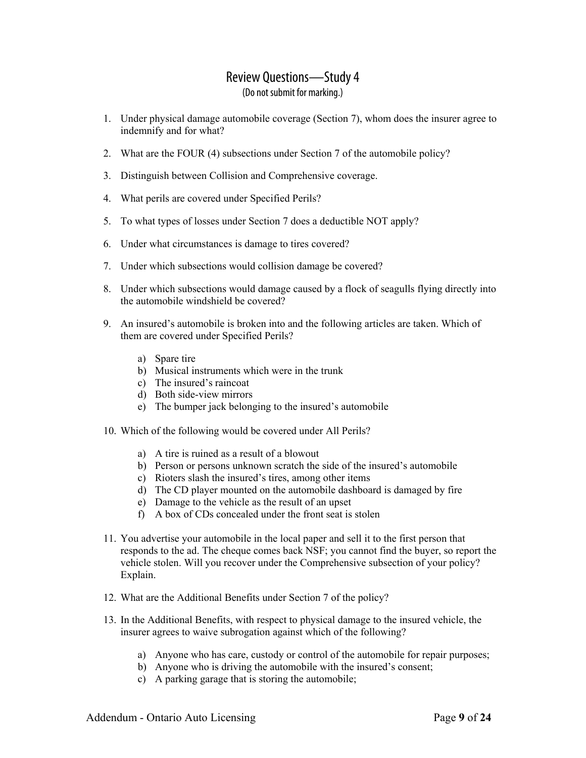# Review Questions—Study 4

(Do not submit for marking.)

1. Under physical damage automobile coverage (Section 7), whom does the insurer agree to indemnify and for what?

2. What are the FOUR (4) subsections under Section 7 of the automobile policy?

3. Distinguish between Collision and Comprehensive coverage.

4. What perils are covered under Specified Perils?

5. To what types of losses under Section 7 does a deductible NOT apply?

6. Under what circumstances is damage to tires covered?

7. Under which subsections would collision damage be covered?

8. Under which subsections would damage caused by a flock of seagulls flying directly into the automobile windshield be covered?

9. An insured's automobile is broken into and the following articles are taken. Which of them are covered under Specified Perils?

   a) Spare tire
   b) Musical instruments which were in the trunk
   c) The insured's raincoat
   d) Both side-view mirrors
   e) The bumper jack belonging to the insured's automobile

10. Which of the following would be covered under All Perils?

    a) A tire is ruined as a result of a blowout
    b) Person or persons unknown scratch the side of the insured's automobile
    c) Rioters slash the insured's tires, among other items
    d) The CD player mounted on the automobile dashboard is damaged by fire
    e) Damage to the vehicle as the result of an upset
    f) A box of CDs concealed under the front seat is stolen

11. You advertise your automobile in the local paper and sell it to the first person that responds to the ad. The cheque comes back NSF; you cannot find the buyer, so report the vehicle stolen. Will you recover under the Comprehensive subsection of your policy? Explain.

12. What are the Additional Benefits under Section 7 of the policy?

13. In the Additional Benefits, with respect to physical damage to the insured vehicle, the insurer agrees to waive subrogation against which of the following?

    a) Anyone who has care, custody or control of the automobile for repair purposes;
    b) Anyone who is driving the automobile with the insured's consent;
    c) A parking garage that is storing the automobile;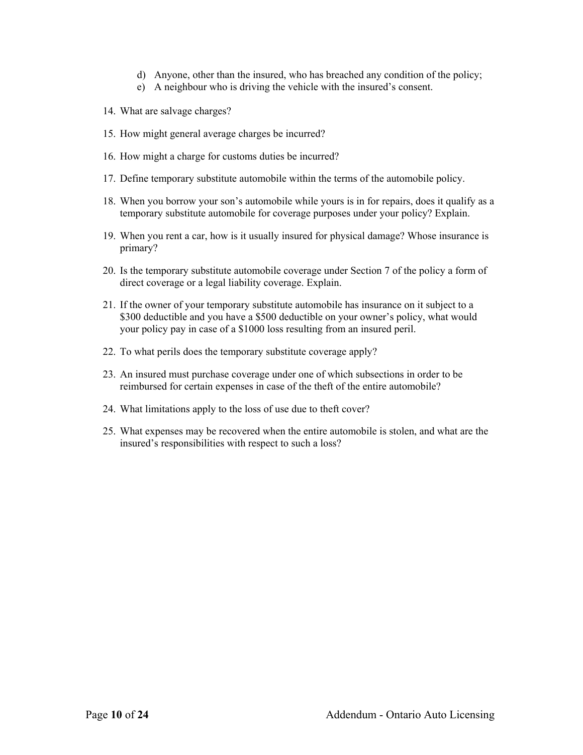d) Anyone, other than the insured, who has breached any condition of the policy;
e) A neighbour who is driving the vehicle with the insured's consent.

14. What are salvage charges?

15. How might general average charges be incurred?

16. How might a charge for customs duties be incurred?

17. Define temporary substitute automobile within the terms of the automobile policy.

18. When you borrow your son's automobile while yours is in for repairs, does it qualify as a temporary substitute automobile for coverage purposes under your policy? Explain.

19. When you rent a car, how is it usually insured for physical damage? Whose insurance is primary?

20. Is the temporary substitute automobile coverage under Section 7 of the policy a form of direct coverage or a legal liability coverage. Explain.

21. If the owner of your temporary substitute automobile has insurance on it subject to a $300 deductible and you have a $500 deductible on your owner's policy, what would your policy pay in case of a $1000 loss resulting from an insured peril.

22. To what perils does the temporary substitute coverage apply?

23. An insured must purchase coverage under one of which subsections in order to be reimbursed for certain expenses in case of the theft of the entire automobile?

24. What limitations apply to the loss of use due to theft cover?

25. What expenses may be recovered when the entire automobile is stolen, and what are the insured's responsibilities with respect to such a loss?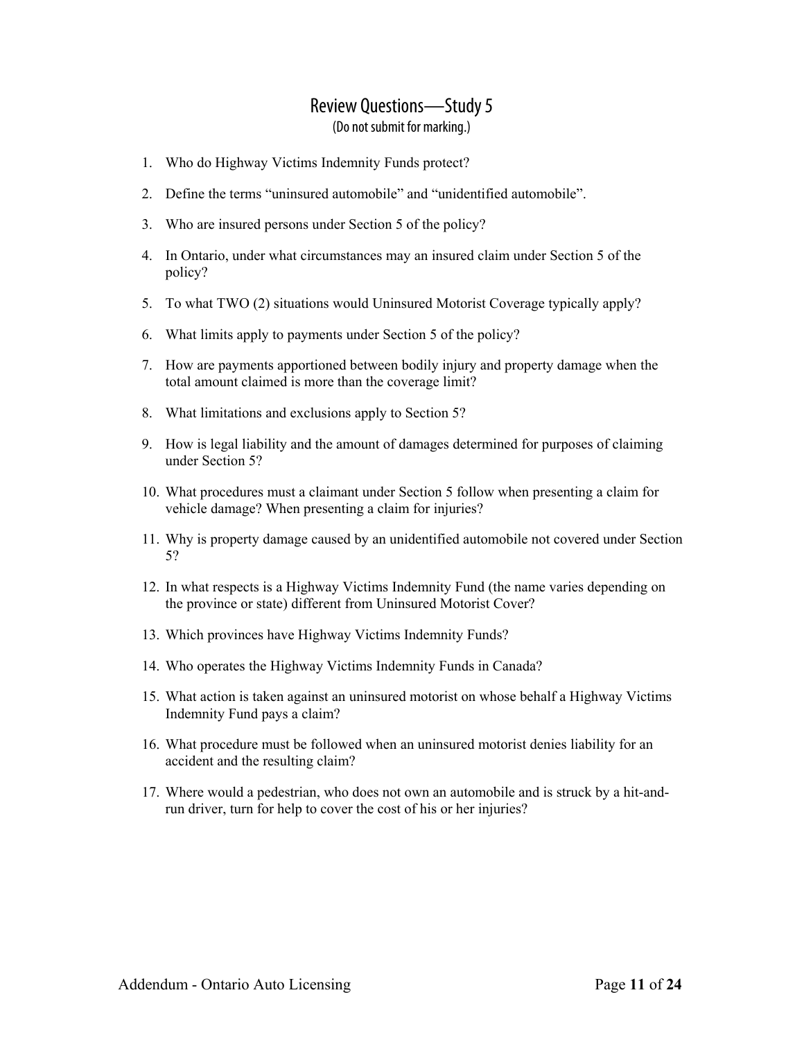## Review Questions—Study 5

(Do not submit for marking.)

1. Who do Highway Victims Indemnity Funds protect?
2. Define the terms "uninsured automobile" and "unidentified automobile".
3. Who are insured persons under Section 5 of the policy?
4. In Ontario, under what circumstances may an insured claim under Section 5 of the policy?
5. To what TWO (2) situations would Uninsured Motorist Coverage typically apply?
6. What limits apply to payments under Section 5 of the policy?
7. How are payments apportioned between bodily injury and property damage when the total amount claimed is more than the coverage limit?
8. What limitations and exclusions apply to Section 5?
9. How is legal liability and the amount of damages determined for purposes of claiming under Section 5?
10. What procedures must a claimant under Section 5 follow when presenting a claim for vehicle damage? When presenting a claim for injuries?
11. Why is property damage caused by an unidentified automobile not covered under Section 5?
12. In what respects is a Highway Victims Indemnity Fund (the name varies depending on the province or state) different from Uninsured Motorist Cover?
13. Which provinces have Highway Victims Indemnity Funds?
14. Who operates the Highway Victims Indemnity Funds in Canada?
15. What action is taken against an uninsured motorist on whose behalf a Highway Victims Indemnity Fund pays a claim?
16. What procedure must be followed when an uninsured motorist denies liability for an accident and the resulting claim?
17. Where would a pedestrian, who does not own an automobile and is struck by a hit-and-run driver, turn for help to cover the cost of his or her injuries?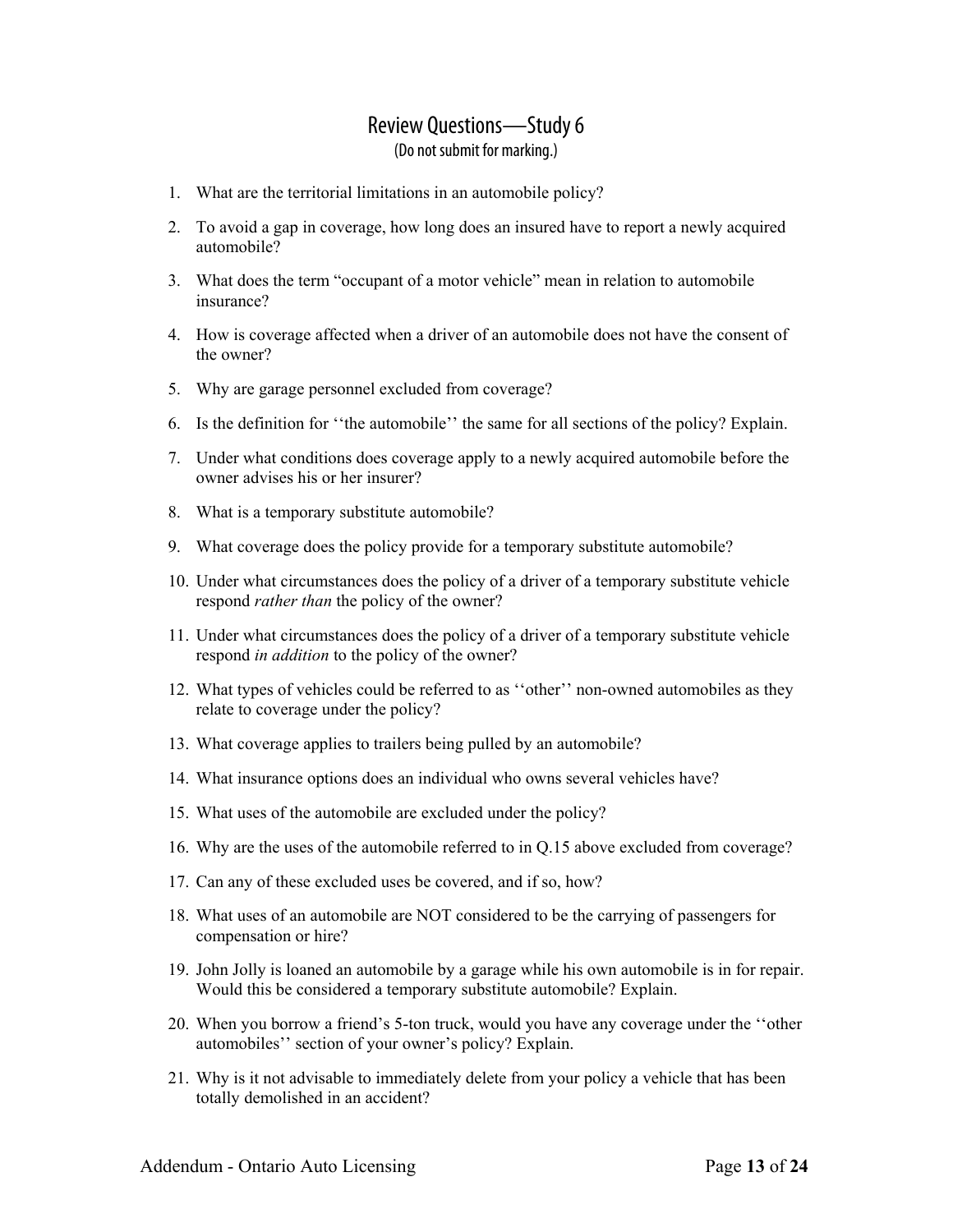## Review Questions—Study 6

(Do not submit for marking.)

1. What are the territorial limitations in an automobile policy?
2. To avoid a gap in coverage, how long does an insured have to report a newly acquired automobile?
3. What does the term "occupant of a motor vehicle" mean in relation to automobile insurance?
4. How is coverage affected when a driver of an automobile does not have the consent of the owner?
5. Why are garage personnel excluded from coverage?
6. Is the definition for ''the automobile'' the same for all sections of the policy? Explain.
7. Under what conditions does coverage apply to a newly acquired automobile before the owner advises his or her insurer?
8. What is a temporary substitute automobile?
9. What coverage does the policy provide for a temporary substitute automobile?
10. Under what circumstances does the policy of a driver of a temporary substitute vehicle respond *rather than* the policy of the owner?
11. Under what circumstances does the policy of a driver of a temporary substitute vehicle respond *in addition* to the policy of the owner?
12. What types of vehicles could be referred to as ''other'' non-owned automobiles as they relate to coverage under the policy?
13. What coverage applies to trailers being pulled by an automobile?
14. What insurance options does an individual who owns several vehicles have?
15. What uses of the automobile are excluded under the policy?
16. Why are the uses of the automobile referred to in Q.15 above excluded from coverage?
17. Can any of these excluded uses be covered, and if so, how?
18. What uses of an automobile are NOT considered to be the carrying of passengers for compensation or hire?
19. John Jolly is loaned an automobile by a garage while his own automobile is in for repair. Would this be considered a temporary substitute automobile? Explain.
20. When you borrow a friend's 5-ton truck, would you have any coverage under the ''other automobiles'' section of your owner's policy? Explain.
21. Why is it not advisable to immediately delete from your policy a vehicle that has been totally demolished in an accident?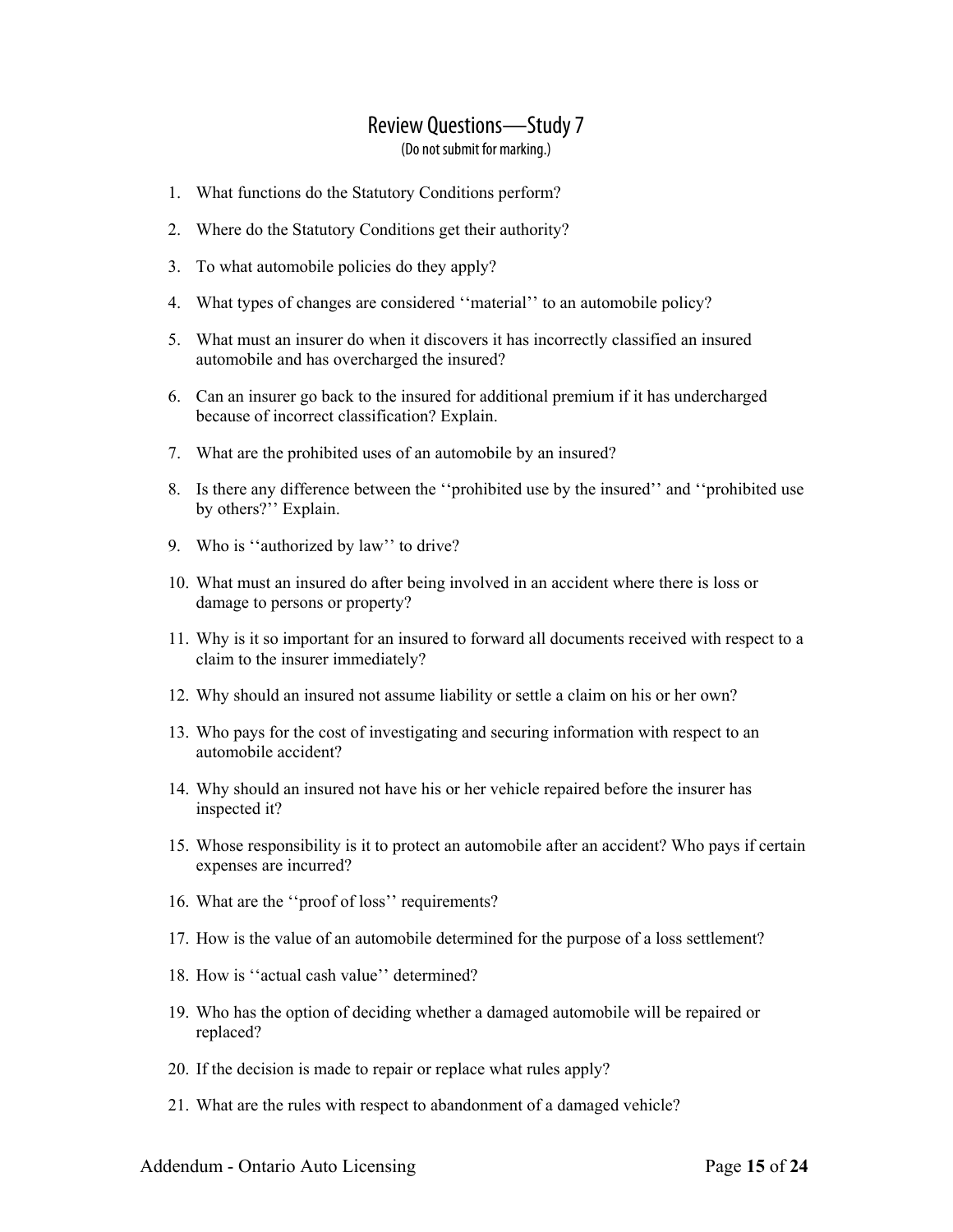# Review Questions—Study 7

(Do not submit for marking.)

1. What functions do the Statutory Conditions perform?
2. Where do the Statutory Conditions get their authority?
3. To what automobile policies do they apply?
4. What types of changes are considered ''material'' to an automobile policy?
5. What must an insurer do when it discovers it has incorrectly classified an insured automobile and has overcharged the insured?
6. Can an insurer go back to the insured for additional premium if it has undercharged because of incorrect classification? Explain.
7. What are the prohibited uses of an automobile by an insured?
8. Is there any difference between the ''prohibited use by the insured'' and ''prohibited use by others?'' Explain.
9. Who is ''authorized by law'' to drive?
10. What must an insured do after being involved in an accident where there is loss or damage to persons or property?
11. Why is it so important for an insured to forward all documents received with respect to a claim to the insurer immediately?
12. Why should an insured not assume liability or settle a claim on his or her own?
13. Who pays for the cost of investigating and securing information with respect to an automobile accident?
14. Why should an insured not have his or her vehicle repaired before the insurer has inspected it?
15. Whose responsibility is it to protect an automobile after an accident? Who pays if certain expenses are incurred?
16. What are the ''proof of loss'' requirements?
17. How is the value of an automobile determined for the purpose of a loss settlement?
18. How is ''actual cash value'' determined?
19. Who has the option of deciding whether a damaged automobile will be repaired or replaced?
20. If the decision is made to repair or replace what rules apply?
21. What are the rules with respect to abandonment of a damaged vehicle?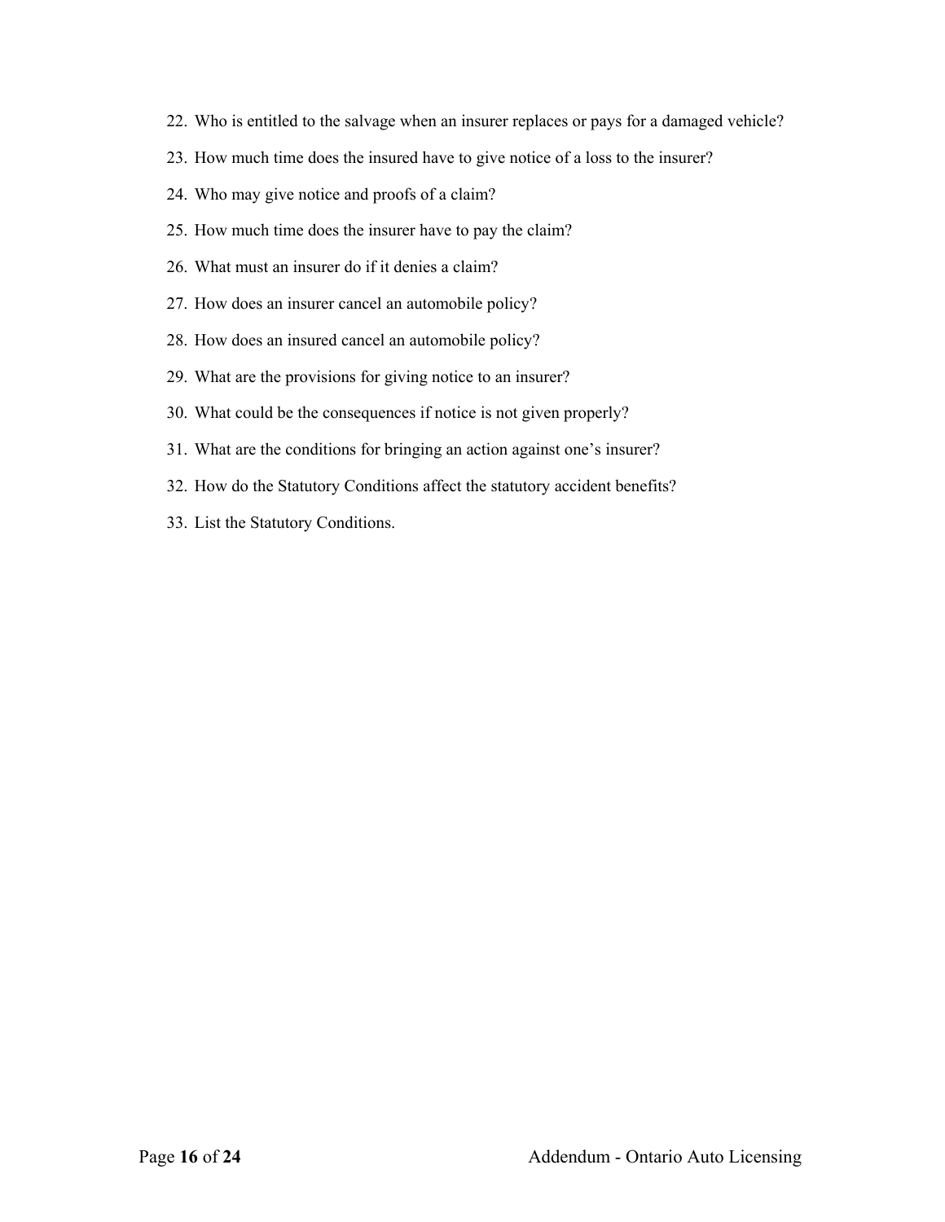22. Who is entitled to the salvage when an insurer replaces or pays for a damaged vehicle?
23. How much time does the insured have to give notice of a loss to the insurer?
24. Who may give notice and proofs of a claim?
25. How much time does the insurer have to pay the claim?
26. What must an insurer do if it denies a claim?
27. How does an insurer cancel an automobile policy?
28. How does an insured cancel an automobile policy?
29. What are the provisions for giving notice to an insurer?
30. What could be the consequences if notice is not given properly?
31. What are the conditions for bringing an action against one's insurer?
32. How do the Statutory Conditions affect the statutory accident benefits?
33. List the Statutory Conditions.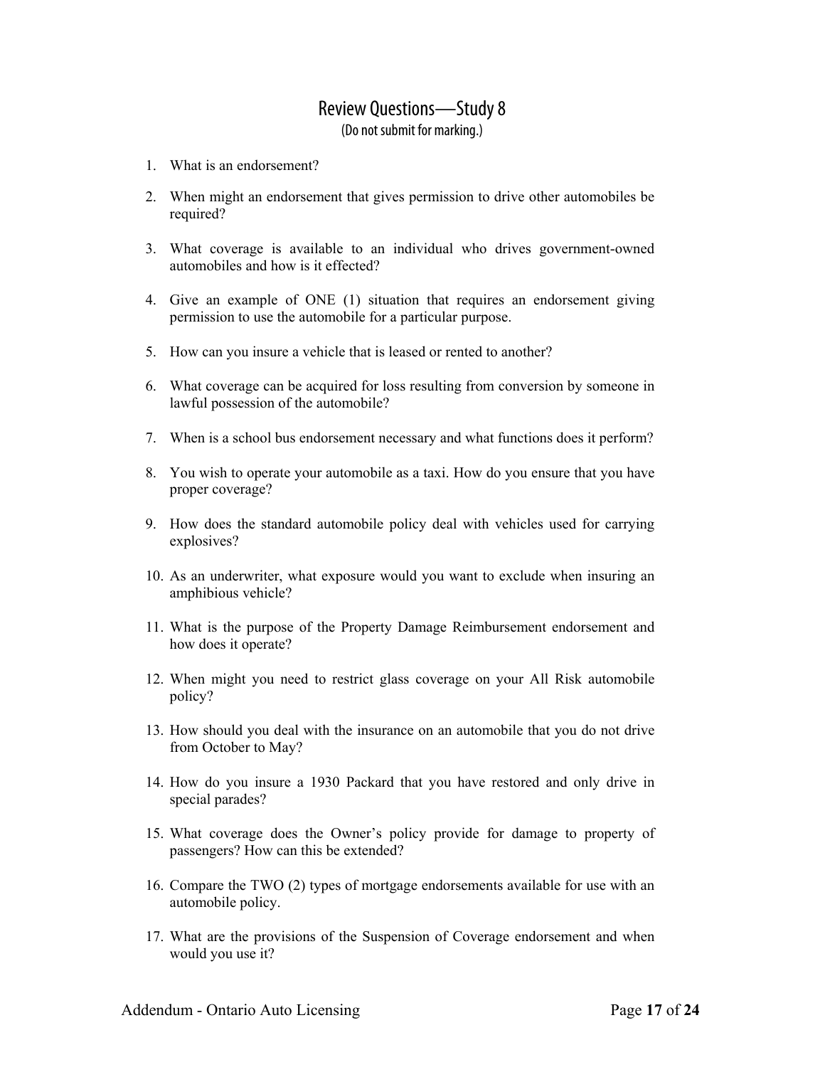## Review Questions—Study 8

(Do not submit for marking.)

1. What is an endorsement?
2. When might an endorsement that gives permission to drive other automobiles be required?
3. What coverage is available to an individual who drives government-owned automobiles and how is it effected?
4. Give an example of ONE (1) situation that requires an endorsement giving permission to use the automobile for a particular purpose.
5. How can you insure a vehicle that is leased or rented to another?
6. What coverage can be acquired for loss resulting from conversion by someone in lawful possession of the automobile?
7. When is a school bus endorsement necessary and what functions does it perform?
8. You wish to operate your automobile as a taxi. How do you ensure that you have proper coverage?
9. How does the standard automobile policy deal with vehicles used for carrying explosives?
10. As an underwriter, what exposure would you want to exclude when insuring an amphibious vehicle?
11. What is the purpose of the Property Damage Reimbursement endorsement and how does it operate?
12. When might you need to restrict glass coverage on your All Risk automobile policy?
13. How should you deal with the insurance on an automobile that you do not drive from October to May?
14. How do you insure a 1930 Packard that you have restored and only drive in special parades?
15. What coverage does the Owner's policy provide for damage to property of passengers? How can this be extended?
16. Compare the TWO (2) types of mortgage endorsements available for use with an automobile policy.
17. What are the provisions of the Suspension of Coverage endorsement and when would you use it?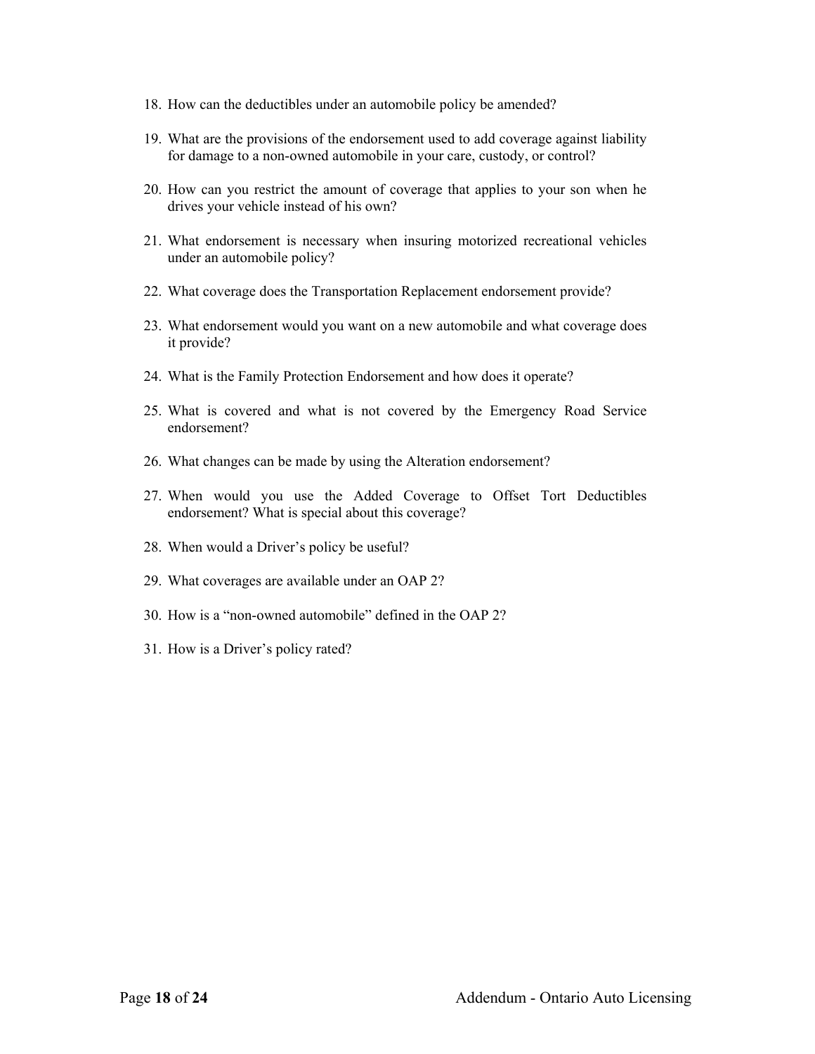18. How can the deductibles under an automobile policy be amended?
19. What are the provisions of the endorsement used to add coverage against liability for damage to a non-owned automobile in your care, custody, or control?
20. How can you restrict the amount of coverage that applies to your son when he drives your vehicle instead of his own?
21. What endorsement is necessary when insuring motorized recreational vehicles under an automobile policy?
22. What coverage does the Transportation Replacement endorsement provide?
23. What endorsement would you want on a new automobile and what coverage does it provide?
24. What is the Family Protection Endorsement and how does it operate?
25. What is covered and what is not covered by the Emergency Road Service endorsement?
26. What changes can be made by using the Alteration endorsement?
27. When would you use the Added Coverage to Offset Tort Deductibles endorsement? What is special about this coverage?
28. When would a Driver's policy be useful?
29. What coverages are available under an OAP 2?
30. How is a "non-owned automobile" defined in the OAP 2?
31. How is a Driver's policy rated?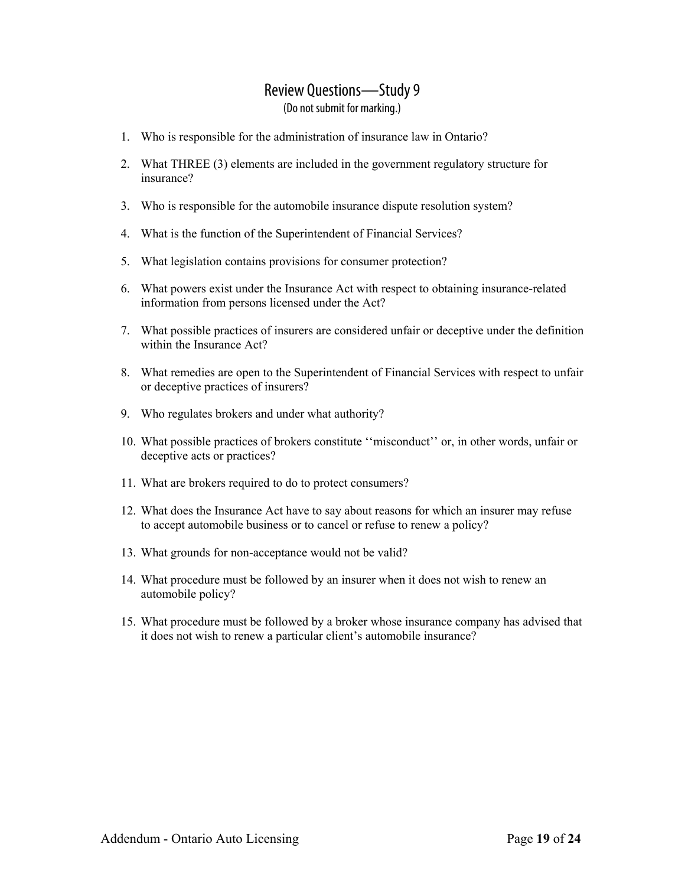## Review Questions—Study 9

(Do not submit for marking.)

1. Who is responsible for the administration of insurance law in Ontario?
2. What THREE (3) elements are included in the government regulatory structure for insurance?
3. Who is responsible for the automobile insurance dispute resolution system?
4. What is the function of the Superintendent of Financial Services?
5. What legislation contains provisions for consumer protection?
6. What powers exist under the Insurance Act with respect to obtaining insurance-related information from persons licensed under the Act?
7. What possible practices of insurers are considered unfair or deceptive under the definition within the Insurance Act?
8. What remedies are open to the Superintendent of Financial Services with respect to unfair or deceptive practices of insurers?
9. Who regulates brokers and under what authority?
10. What possible practices of brokers constitute ''misconduct'' or, in other words, unfair or deceptive acts or practices?
11. What are brokers required to do to protect consumers?
12. What does the Insurance Act have to say about reasons for which an insurer may refuse to accept automobile business or to cancel or refuse to renew a policy?
13. What grounds for non-acceptance would not be valid?
14. What procedure must be followed by an insurer when it does not wish to renew an automobile policy?
15. What procedure must be followed by a broker whose insurance company has advised that it does not wish to renew a particular client's automobile insurance?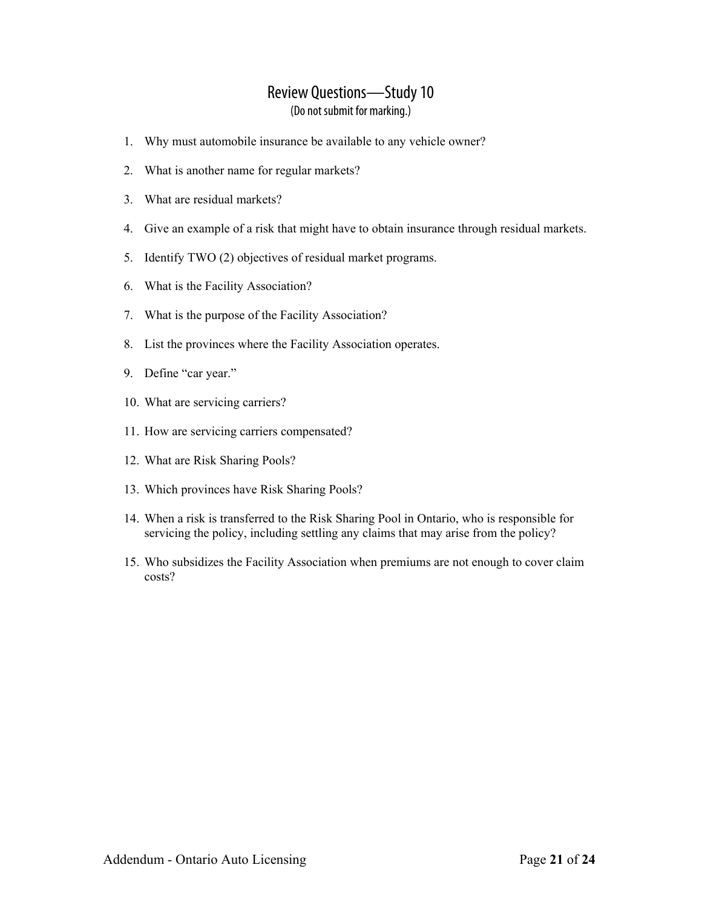## Review Questions—Study 10

(Do not submit for marking.)

1. Why must automobile insurance be available to any vehicle owner?
2. What is another name for regular markets?
3. What are residual markets?
4. Give an example of a risk that might have to obtain insurance through residual markets.
5. Identify TWO (2) objectives of residual market programs.
6. What is the Facility Association?
7. What is the purpose of the Facility Association?
8. List the provinces where the Facility Association operates.
9. Define "car year."
10. What are servicing carriers?
11. How are servicing carriers compensated?
12. What are Risk Sharing Pools?
13. Which provinces have Risk Sharing Pools?
14. When a risk is transferred to the Risk Sharing Pool in Ontario, who is responsible for servicing the policy, including settling any claims that may arise from the policy?
15. Who subsidizes the Facility Association when premiums are not enough to cover claim costs?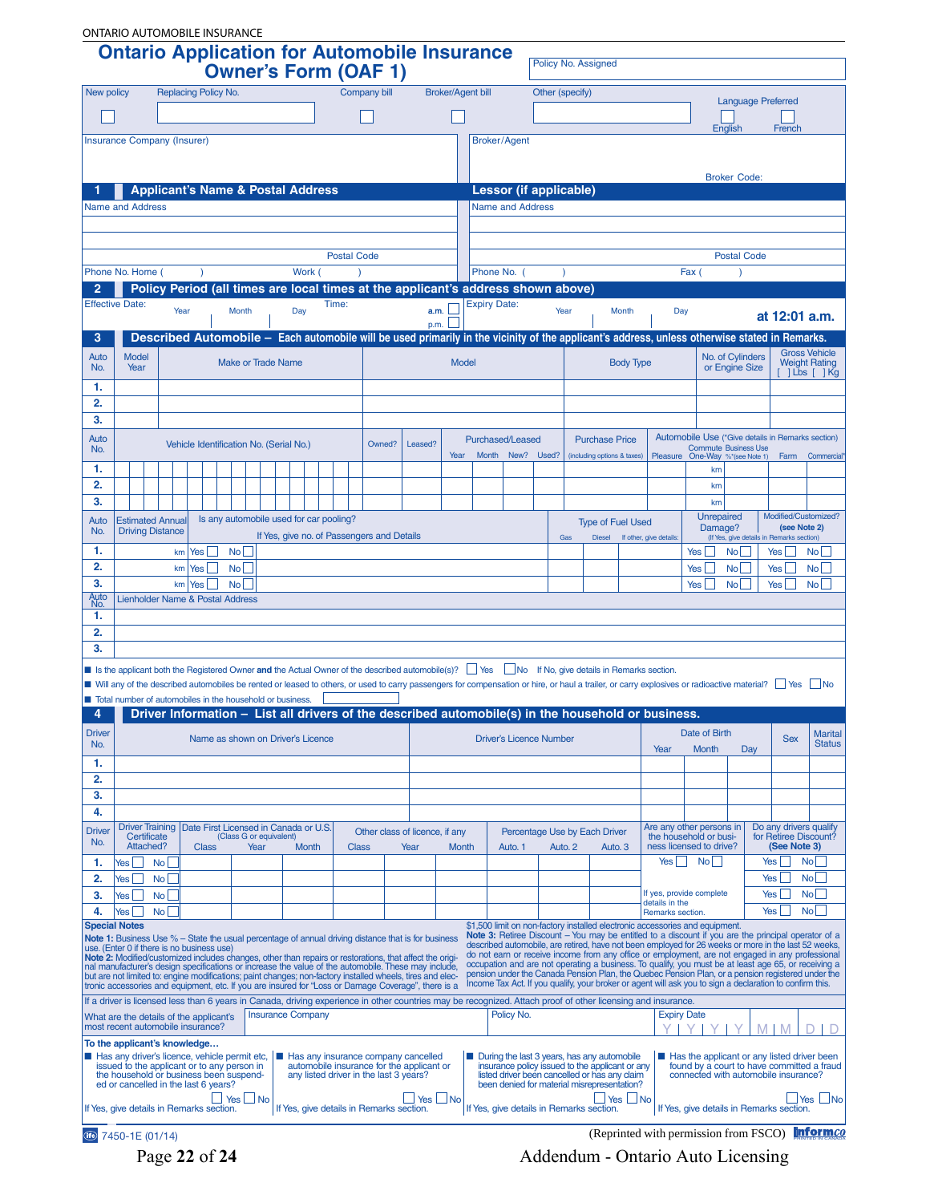ONTARIO AUTOMOBILE INSURANCE

# Ontario Application for Automobile Insurance Owner's Form (OAF 1)

Policy No. Assigned

| New policy | Replacing Policy No. | Company bill | Broker/Agent bill | Other (specify) | Language Preferred |
|---|---|---|---|---|---|
| ☐ | | ☐ | ☐ | | ☐ English ☐ French |

| Insurance Company (Insurer) | Broker/Agent |
|---|---|
| | Broker Code: |

## 1 Applicant's Name & Postal Address

Name and Address

Postal Code

Phone No. Home ( ) Work ( )

## Lessor (if applicable)

Name and Address

Postal Code

Phone No. ( ) Fax ( )

## 2 Policy Period (all times are local times at the applicant's address shown above)

| Effective Date: Year | Month | Day | Time: | a.m. ☐ p.m. ☐ | Expiry Date: Year | Month | Day | at 12:01 a.m. |
|---|---|---|---|---|---|---|---|---|
| | | | | | | | | |

## 3 Described Automobile – Each automobile will be used primarily in the vicinity of the applicant's address, unless otherwise stated in Remarks.

| Auto No. | Model Year | Make or Trade Name | Model | Body Type | No. of Cylinders or Engine Size | Gross Vehicle Weight Rating [ ] Lbs [ ] Kg |
|---|---|---|---|---|---|---|
| 1. | | | | | | |
| 2. | | | | | | |
| 3. | | | | | | |

| Auto No. | Vehicle Identification No. (Serial No.) | Owned? | Leased? | Purchased/Leased Year | Month | New? | Used? | Purchase Price (including options & taxes) | Automobile Use (*Give details in Remarks section) Pleasure | Commute One-Way | Business Use %*(see Note 1) | Farm | Commercial* |
|---|---|---|---|---|---|---|---|---|---|---|---|---|---|
| 1. | | | | | | | | | | km | | | |
| 2. | | | | | | | | | | km | | | |
| 3. | | | | | | | | | | km | | | |

| Auto No. | Estimated Annual Driving Distance | Is any automobile used for car pooling? If Yes, give no. of Passengers and Details | Type of Fuel Used: Gas | Diesel | If other, give details: | Unrepaired Damage? (If Yes, give details in Remarks section) | Modified/Customized? (see Note 2) |
|---|---|---|---|---|---|---|---|
| 1. | km | Yes ☐ No ☐ | | | | Yes ☐ No ☐ | Yes ☐ No ☐ |
| 2. | km | Yes ☐ No ☐ | | | | Yes ☐ No ☐ | Yes ☐ No ☐ |
| 3. | km | Yes ☐ No ☐ | | | | Yes ☐ No ☐ | Yes ☐ No ☐ |

| Auto No. | Lienholder Name & Postal Address |
|---|---|
| 1. | |
| 2. | |
| 3. | |

- Is the applicant both the Registered Owner **and** the Actual Owner of the described automobile(s)? ☐ Yes ☐ No If No, give details in Remarks section.
- Will any of the described automobiles be rented or leased to others, or used to carry passengers for compensation or hire, or haul a trailer, or carry explosives or radioactive material? ☐ Yes ☐ No
- Total number of automobiles in the household or business.

## 4 Driver Information – List all drivers of the described automobile(s) in the household or business.

| Driver No. | Name as shown on Driver's Licence | Driver's Licence Number | Date of Birth Year | Month | Day | Sex | Marital Status |
|---|---|---|---|---|---|---|---|
| 1. | | | | | | | |
| 2. | | | | | | | |
| 3. | | | | | | | |
| 4. | | | | | | | |

| Driver No. | Driver Training Certificate Attached? | Date First Licensed in Canada or U.S. (Class G or equivalent) Class | Year | Month | Other class of licence, if any Class | Year | Month | Percentage Use by Each Driver Auto. 1 | Auto. 2 | Auto. 3 | Are any other persons in the household or business licensed to drive? | Do any drivers qualify for Retiree Discount? (See Note 3) |
|---|---|---|---|---|---|---|---|---|---|---|---|---|
| 1. | Yes ☐ No ☐ | | | | | | | | | | Yes ☐ No ☐ | Yes ☐ No ☐ |
| 2. | Yes ☐ No ☐ | | | | | | | | | | | Yes ☐ No ☐ |
| 3. | Yes ☐ No ☐ | | | | | | | | | | If yes, provide complete details in the Remarks section. | Yes ☐ No ☐ |
| 4. | Yes ☐ No ☐ | | | | | | | | | | | Yes ☐ No ☐ |

**Special Notes**

**Note 1:** Business Use % – State the usual percentage of annual driving distance that is for business use. (Enter 0 if there is no business use)

**Note 2:** Modified/customized includes changes, other than repairs or restorations, that affect the original manufacturer's design specifications or increase the value of the automobile. These may include, but are not limited to: engine modifications; paint changes; non-factory installed wheels, tires and electronic accessories and equipment, etc. If you are insured for "Loss or Damage Coverage", there is a $1,500 limit on non-factory installed electronic accessories and equipment.

**Note 3:** Retiree Discount – You may be entitled to a discount if you are the principal operator of a described automobile, are retired, have not been employed for 26 weeks or more in the last 52 weeks, do not earn or receive income from any office or employment, are not engaged in any professional occupation and are not operating a business. To qualify, you must be at least age 65, or receiving a pension under the Canada Pension Plan, the Quebec Pension Plan, or a pension registered under the Income Tax Act. If you qualify, your broker or agent will ask you to sign a declaration to confirm this.

If a driver is licensed less than 6 years in Canada, driving experience in other countries may be recognized. Attach proof of other licensing and insurance.

| What are the details of the applicant's most recent automobile insurance? | Insurance Company | Policy No. | Expiry Date Y Y Y Y M M D D |
|---|---|---|---|

**To the applicant's knowledge…**

- Has any driver's licence, vehicle permit etc, issued to the applicant or to any person in the household or business been suspended or cancelled in the last 6 years? ☐ Yes ☐ No If Yes, give details in Remarks section.
- Has any insurance company cancelled automobile insurance for the applicant or any listed driver in the last 3 years? ☐ Yes ☐ No If Yes, give details in Remarks section.
- During the last 3 years, has any automobile insurance policy issued to the applicant or any listed driver been cancelled or has any claim been denied for material misrepresentation? ☐ Yes ☐ No If Yes, give details in Remarks section.
- Has the applicant or any listed driver been found by a court to have committed a fraud connected with automobile insurance? ☐ Yes ☐ No If Yes, give details in Remarks section.

7450-1E (01/14) (Reprinted with permission from FSCO) Informco

Addendum - Ontario Auto Licensing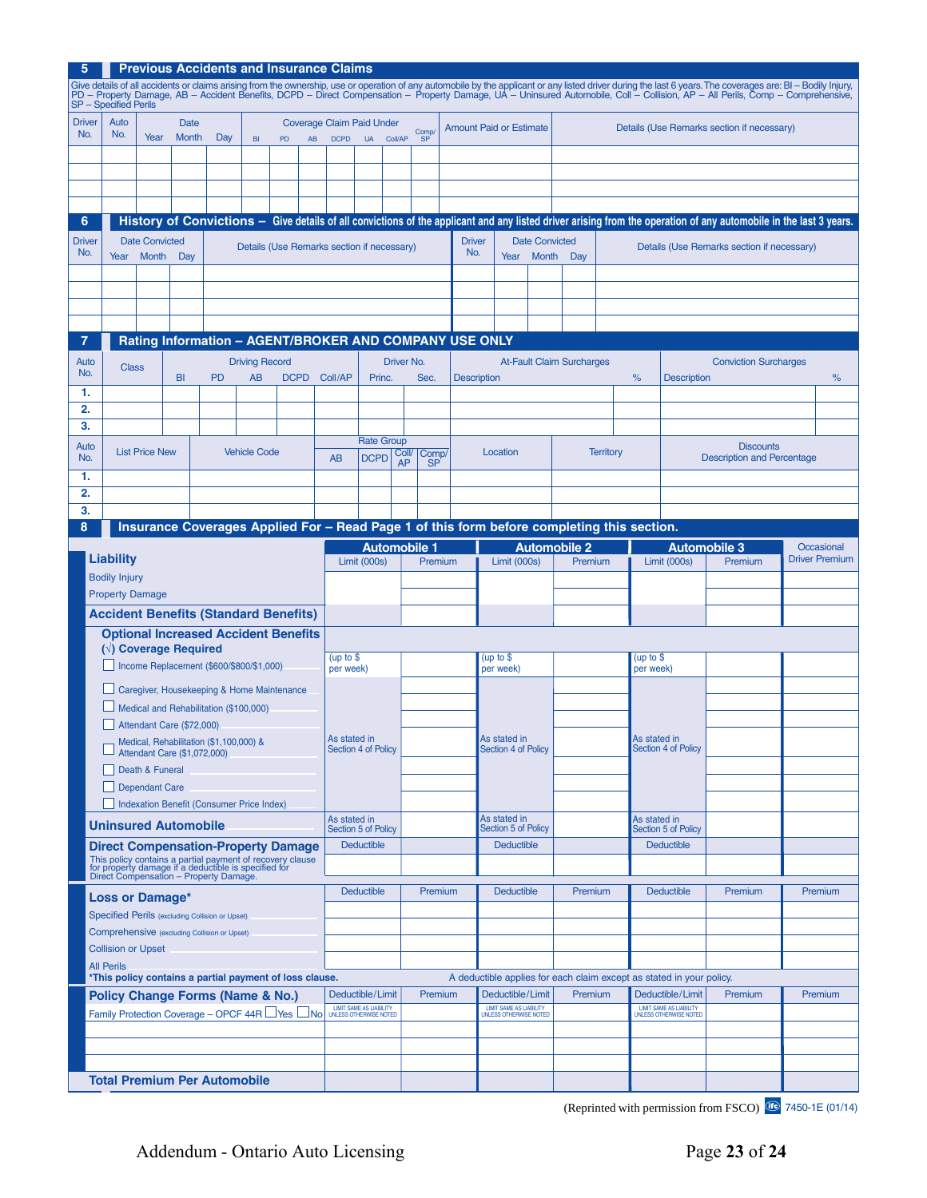## 5 Previous Accidents and Insurance Claims

Give details of all accidents or claims arising from the ownership, use or operation of any automobile by the applicant or any listed driver during the last 6 years. The coverages are: BI – Bodily Injury, PD – Property Damage, AB – Accident Benefits, DCPD – Direct Compensation – Property Damage, UA – Uninsured Automobile, Coll – Collision, AP – All Perils, Comp – Comprehensive, SP – Specified Perils

| Driver No. | Auto No. | Date Year | Date Month | Date Day | Coverage Claim Paid Under BI | PD | AB | DCPD | UA | Coll/AP | Comp/SP | Amount Paid or Estimate | Details (Use Remarks section if necessary) |
|---|---|---|---|---|---|---|---|---|---|---|---|---|---|
| | | | | | | | | | | | | | |
| | | | | | | | | | | | | | |
| | | | | | | | | | | | | | |
| | | | | | | | | | | | | | |

## 6 History of Convictions – Give details of all convictions of the applicant and any listed driver arising from the operation of any automobile in the last 3 years.

| Driver No. | Date Convicted Year | Month | Day | Details (Use Remarks section if necessary) | Driver No. | Date Convicted Year | Month | Day | Details (Use Remarks section if necessary) |
|---|---|---|---|---|---|---|---|---|---|
| | | | | | | | | | |
| | | | | | | | | | |
| | | | | | | | | | |
| | | | | | | | | | |

## 7 Rating Information – AGENT/BROKER AND COMPANY USE ONLY

| Auto No. | Class | Driving Record BI | PD | AB | DCPD | Coll/AP | Driver No. Princ. | Sec. | At-Fault Claim Surcharges Description | % | Conviction Surcharges Description | % |
|---|---|---|---|---|---|---|---|---|---|---|---|---|
| 1. | | | | | | | | | | | | |
| 2. | | | | | | | | | | | | |
| 3. | | | | | | | | | | | | |

| Auto No. | List Price New | Vehicle Code | Rate Group AB | DCPD | Coll/AP | Comp/SP | Location | Territory | Discounts Description and Percentage |
|---|---|---|---|---|---|---|---|---|---|
| 1. | | | | | | | | | |
| 2. | | | | | | | | | |
| 3. | | | | | | | | | |

## 8 Insurance Coverages Applied For – Read Page 1 of this form before completing this section.

| | Automobile 1 Limit (000s) | Premium | Automobile 2 Limit (000s) | Premium | Automobile 3 Limit (000s) | Premium | Occasional Driver Premium |
|---|---|---|---|---|---|---|---|
| **Liability** | | | | | | | |
| Bodily Injury | | | | | | | |
| Property Damage | | | | | | | |
| **Accident Benefits (Standard Benefits)** | | | | | | | |
| **Optional Increased Accident Benefits (√) Coverage Required** | | | | | | | |
| ☐ Income Replacement ($600/$800/$1,000) | (up to $ per week) | | (up to $ per week) | | (up to $ per week) | | |
| ☐ Caregiver, Housekeeping & Home Maintenance | As stated in Section 4 of Policy | | As stated in Section 4 of Policy | | As stated in Section 4 of Policy | | |
| ☐ Medical and Rehabilitation ($100,000) | | | | | | | |
| ☐ Attendant Care ($72,000) | | | | | | | |
| ☐ Medical, Rehabilitation ($1,100,000) & Attendant Care ($1,072,000) | | | | | | | |
| ☐ Death & Funeral | | | | | | | |
| ☐ Dependant Care | | | | | | | |
| ☐ Indexation Benefit (Consumer Price Index) | | | | | | | |
| **Uninsured Automobile** | As stated in Section 5 of Policy | | As stated in Section 5 of Policy | | As stated in Section 5 of Policy | | |
| **Direct Compensation-Property Damage** This policy contains a partial payment of recovery clause for property damage if a deductible is specified for Direct Compensation – Property Damage. | Deductible | | Deductible | | Deductible | | |
| | **Deductible** | **Premium** | **Deductible** | **Premium** | **Deductible** | **Premium** | **Premium** |
| **Loss or Damage*** | | | | | | | |
| Specified Perils (excluding Collision or Upset) | | | | | | | |
| Comprehensive (excluding Collision or Upset) | | | | | | | |
| Collision or Upset | | | | | | | |
| All Perils | | | | | | | |

*This policy contains a partial payment of loss clause. A deductible applies for each claim except as stated in your policy.

| **Policy Change Forms (Name & No.)** | Deductible/Limit | Premium | Deductible/Limit | Premium | Deductible/Limit | Premium | Premium |
|---|---|---|---|---|---|---|---|
| Family Protection Coverage – OPCF 44R ☐Yes ☐No | LIMIT SAME AS LIABILITY UNLESS OTHERWISE NOTED | | LIMIT SAME AS LIABILITY UNLESS OTHERWISE NOTED | | LIMIT SAME AS LIABILITY UNLESS OTHERWISE NOTED | | |
| | | | | | | | |
| | | | | | | | |
| | | | | | | | |
| **Total Premium Per Automobile** | | | | | | | |

(Reprinted with permission from FSCO) 7450-1E (01/14)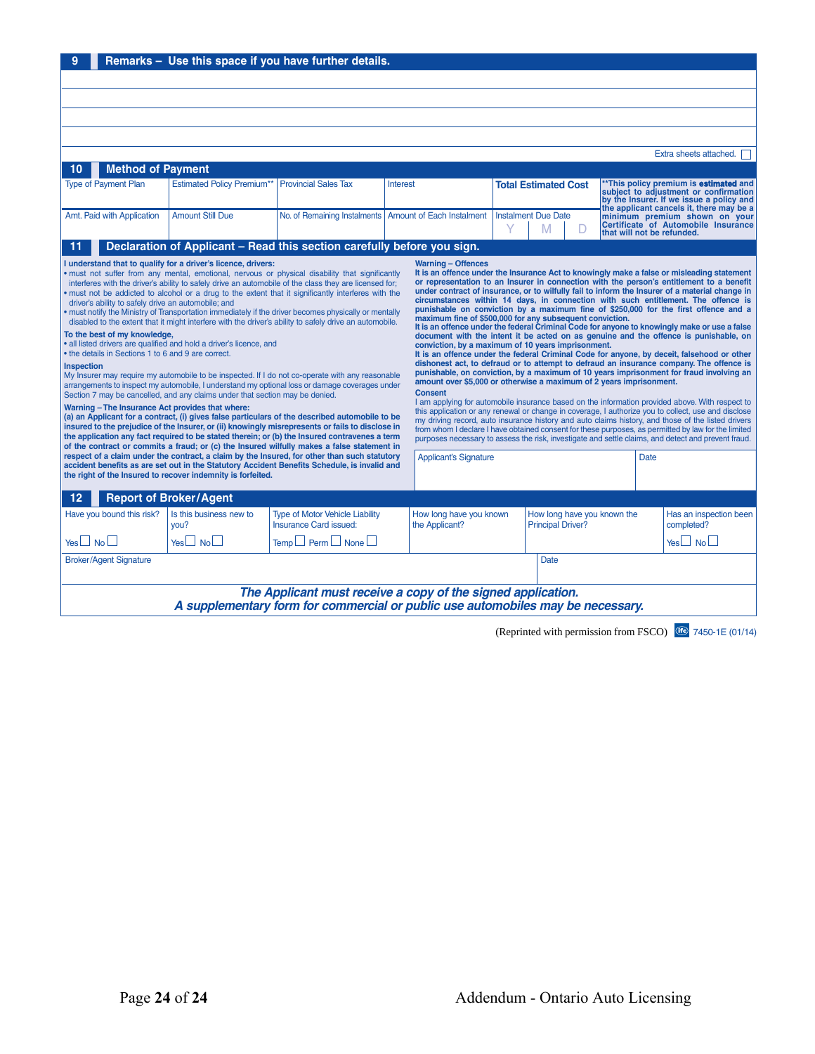## 9 Remarks – Use this space if you have further details.

| |
|---|
| |
| |
| |
| |

Extra sheets attached. ☐

## 10 Method of Payment

| Type of Payment Plan | Estimated Policy Premium** | Provincial Sales Tax | Interest | **Total Estimated Cost** | **\*\*This policy premium is estimated and subject to adjustment or confirmation by the Insurer. If we issue a policy and the applicant cancels it, there may be a minimum premium shown on your Certificate of Automobile Insurance that will not be refunded.** |
|---|---|---|---|---|---|
| Amt. Paid with Application | Amount Still Due | No. of Remaining Instalments | Amount of Each Instalment | Instalment Due Date Y M D | |

## 11 Declaration of Applicant – Read this section carefully before you sign.

**I understand that to qualify for a driver's licence, drivers:**

- must not suffer from any mental, emotional, nervous or physical disability that significantly interferes with the driver's ability to safely drive an automobile of the class they are licensed for;
- must not be addicted to alcohol or a drug to the extent that it significantly interferes with the driver's ability to safely drive an automobile; and
- must notify the Ministry of Transportation immediately if the driver becomes physically or mentally disabled to the extent that it might interfere with the driver's ability to safely drive an automobile.

**To the best of my knowledge,**

- all listed drivers are qualified and hold a driver's licence, and
- the details in Sections 1 to 6 and 9 are correct.

**Inspection**

My Insurer may require my automobile to be inspected. If I do not co-operate with any reasonable arrangements to inspect my automobile, I understand my optional loss or damage coverages under Section 7 may be cancelled, and any claims under that section may be denied.

**Warning – The Insurance Act provides that where:**

**(a) an Applicant for a contract, (i) gives false particulars of the described automobile to be insured to the prejudice of the Insurer, or (ii) knowingly misrepresents or fails to disclose in the application any fact required to be stated therein; or (b) the Insured contravenes a term of the contract or commits a fraud; or (c) the Insured wilfully makes a false statement in respect of a claim under the contract, a claim by the Insured, for other than such statutory accident benefits as are set out in the Statutory Accident Benefits Schedule, is invalid and the right of the Insured to recover indemnity is forfeited.**

**Warning – Offences**

**It is an offence under the Insurance Act to knowingly make a false or misleading statement or representation to an Insurer in connection with the person's entitlement to a benefit under contract of insurance, or to wilfully fail to inform the Insurer of a material change in circumstances within 14 days, in connection with such entitlement. The offence is punishable on conviction by a maximum fine of $250,000 for the first offence and a maximum fine of $500,000 for any subsequent conviction.**

**It is an offence under the federal Criminal Code for anyone to knowingly make or use a false document with the intent it be acted on as genuine and the offence is punishable, on conviction, by a maximum of 10 years imprisonment.**

**It is an offence under the federal Criminal Code for anyone, by deceit, falsehood or other dishonest act, to defraud or to attempt to defraud an insurance company. The offence is punishable, on conviction, by a maximum of 10 years imprisonment for fraud involving an amount over $5,000 or otherwise a maximum of 2 years imprisonment.**

**Consent**

I am applying for automobile insurance based on the information provided above. With respect to this application or any renewal or change in coverage, I authorize you to collect, use and disclose my driving record, auto insurance history and auto claims history, and those of the listed drivers from whom I declare I have obtained consent for these purposes, as permitted by law for the limited purposes necessary to assess the risk, investigate and settle claims, and detect and prevent fraud.

| Applicant's Signature | Date |
|---|---|
| | |

## 12 Report of Broker/Agent

| Have you bound this risk? | Is this business new to you? | Type of Motor Vehicle Liability Insurance Card issued: | How long have you known the Applicant? | How long have you known the Principal Driver? | Has an inspection been completed? |
|---|---|---|---|---|---|
| Yes ☐ No ☐ | Yes ☐ No ☐ | Temp ☐ Perm ☐ None ☐ | | | Yes ☐ No ☐ |

| Broker/Agent Signature | Date |
|---|---|
| | |

***The Applicant must receive a copy of the signed application.***
***A supplementary form for commercial or public use automobiles may be necessary.***

(Reprinted with permission from FSCO) 7450-1E (01/14)